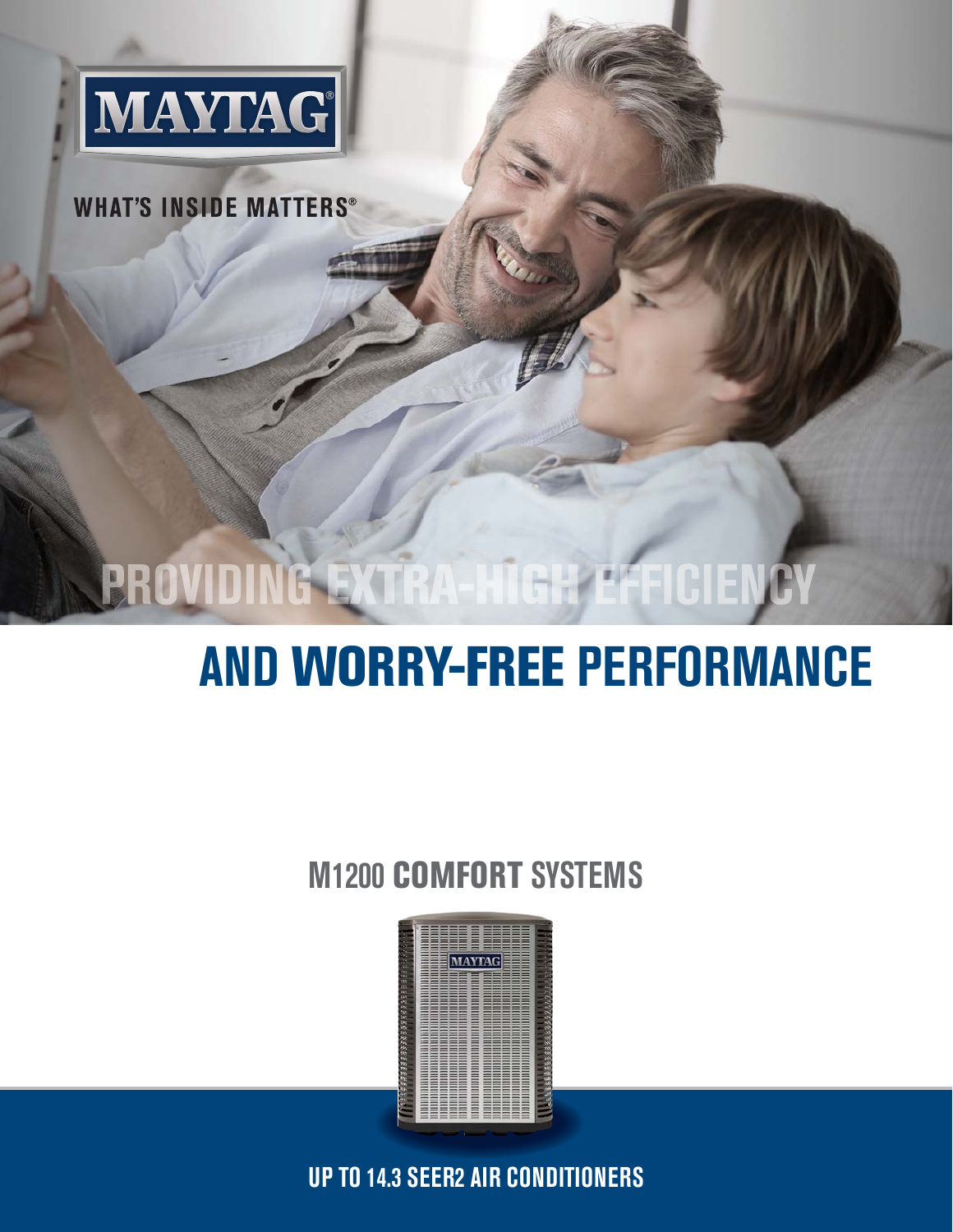MAYTAG

WHAT'S INSIDE MATTERS®

# PROVIDING EXTRA-HIGH EFFICIENCY AND WORRY-FREE PERFORMANCE

## M1200 **COMFORT** SYSTEMS

MAYTAG

UP TO 14.3 SEER2 AIR CONDITIONERS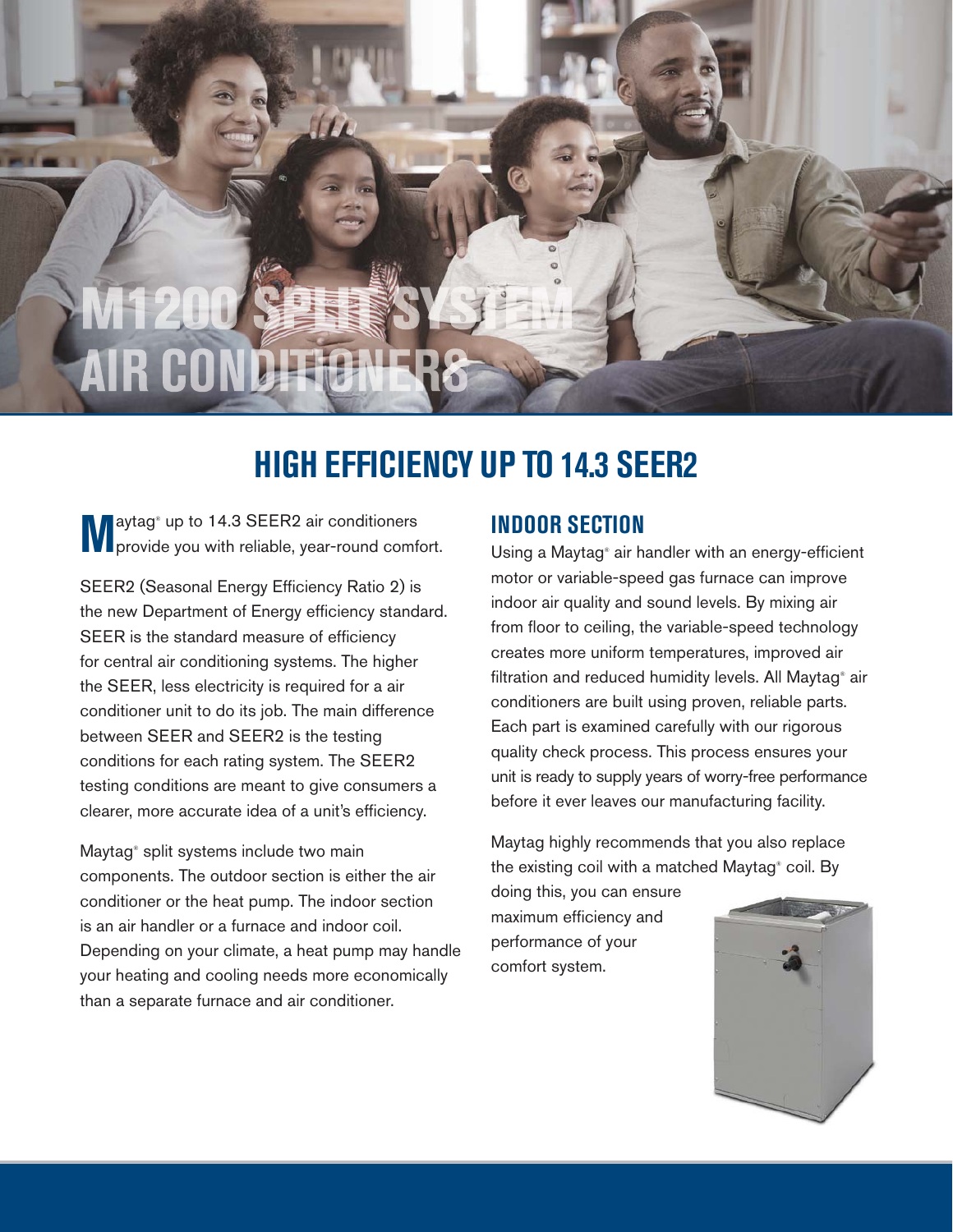# M1200 SPLIT SYSTEM AIR CONDITIONERS

## HIGH EFFICIENCY UP TO 14.3 SEER2

Maytag® up to 14.3 SEER2 air conditioners provide you with reliable, year-round comfort.

SEER2 (Seasonal Energy Efficiency Ratio 2) is the new Department of Energy efficiency standard. SEER is the standard measure of efficiency for central air conditioning systems. The higher the SEER, less electricity is required for a air conditioner unit to do its job. The main difference between SEER and SEER2 is the testing conditions for each rating system. The SEER2 testing conditions are meant to give consumers a clearer, more accurate idea of a unit's efficiency.

Maytag® split systems include two main components. The outdoor section is either the air conditioner or the heat pump. The indoor section is an air handler or a furnace and indoor coil. Depending on your climate, a heat pump may handle your heating and cooling needs more economically than a separate furnace and air conditioner.

### INDOOR SECTION

Using a Maytag® air handler with an energy-efficient motor or variable-speed gas furnace can improve indoor air quality and sound levels. By mixing air from floor to ceiling, the variable-speed technology creates more uniform temperatures, improved air filtration and reduced humidity levels. All Maytag® air conditioners are built using proven, reliable parts. Each part is examined carefully with our rigorous quality check process. This process ensures your unit is ready to supply years of worry-free performance before it ever leaves our manufacturing facility.

Maytag highly recommends that you also replace the existing coil with a matched Maytag® coil. By doing this, you can ensure maximum efficiency and performance of your comfort system.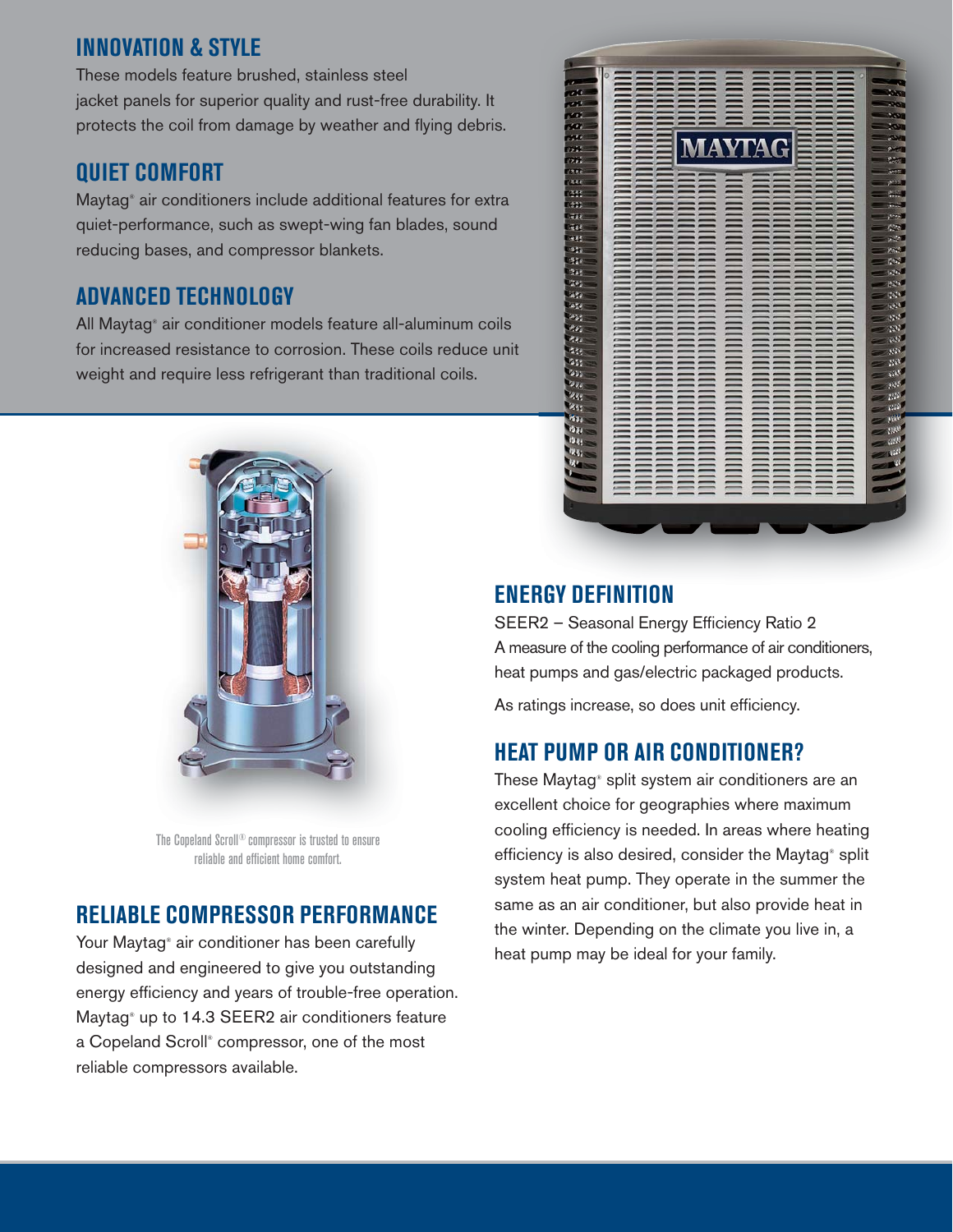## INNOVATION & STYLE

These models feature brushed, stainless steel jacket panels for superior quality and rust-free durability. It protects the coil from damage by weather and flying debris.

## QUIET COMFORT

Maytag® air conditioners include additional features for extra quiet-performance, such as swept-wing fan blades, sound reducing bases, and compressor blankets.

## ADVANCED TECHNOLOGY

All Maytag® air conditioner models feature all-aluminum coils for increased resistance to corrosion. These coils reduce unit weight and require less refrigerant than traditional coils.

The Copeland Scroll® compressor is trusted to ensure reliable and efficient home comfort.

## RELIABLE COMPRESSOR PERFORMANCE

Your Maytag® air conditioner has been carefully designed and engineered to give you outstanding energy efficiency and years of trouble-free operation. Maytag® up to 14.3 SEER2 air conditioners feature a Copeland Scroll® compressor, one of the most reliable compressors available.

## ENERGY DEFINITION

SEER2 – Seasonal Energy Efficiency Ratio 2
A measure of the cooling performance of air conditioners, heat pumps and gas/electric packaged products.

As ratings increase, so does unit efficiency.

## HEAT PUMP OR AIR CONDITIONER?

These Maytag® split system air conditioners are an excellent choice for geographies where maximum cooling efficiency is needed. In areas where heating efficiency is also desired, consider the Maytag® split system heat pump. They operate in the summer the same as an air conditioner, but also provide heat in the winter. Depending on the climate you live in, a heat pump may be ideal for your family.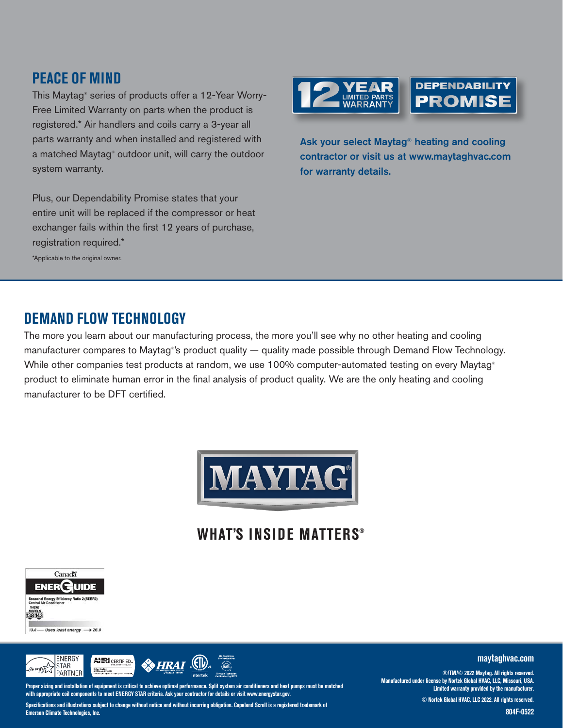## PEACE OF MIND

This Maytag® series of products offer a 12-Year Worry-Free Limited Warranty on parts when the product is registered.* Air handlers and coils carry a 3-year all parts warranty and when installed and registered with a matched Maytag® outdoor unit, will carry the outdoor system warranty.

Plus, our Dependability Promise states that your entire unit will be replaced if the compressor or heat exchanger fails within the first 12 years of purchase, registration required.*

*Applicable to the original owner.

12 YEAR LIMITED PARTS WARRANTY

DEPENDABILITY PROMISE

**Ask your select Maytag® heating and cooling contractor or visit us at www.maytaghvac.com for warranty details.**

## DEMAND FLOW TECHNOLOGY

The more you learn about our manufacturing process, the more you'll see why no other heating and cooling manufacturer compares to Maytag®'s product quality — quality made possible through Demand Flow Technology. While other companies test products at random, we use 100% computer-automated testing on every Maytag® product to eliminate human error in the final analysis of product quality. We are the only heating and cooling manufacturer to be DFT certified.

MAYTAG®

**WHAT'S INSIDE MATTERS®**

Canada
ENERGUIDE
Seasonal Energy Efficiency Ratio 2 (SEER2)
Central Air Conditioner
THESE MODELS
13.8 14.3
13.0 — Uses least energy → 26.0

Proper sizing and installation of equipment is critical to achieve optimal performance. Split system air conditioners and heat pumps must be matched with appropriate coil components to meet ENERGY STAR criteria. Ask your contractor for details or visit www.energystar.gov.

Specifications and illustrations subject to change without notice and without incurring obligation. Copeland Scroll is a registered trademark of Emerson Climate Technologies, Inc.

**maytaghvac.com**

®/TM/© 2022 Maytag. All rights reserved.
Manufactured under license by Nortek Global HVAC, LLC, Missouri, USA.
Limited warranty provided by the manufacturer.

© Nortek Global HVAC, LLC 2022. All rights reserved.

804F-0522